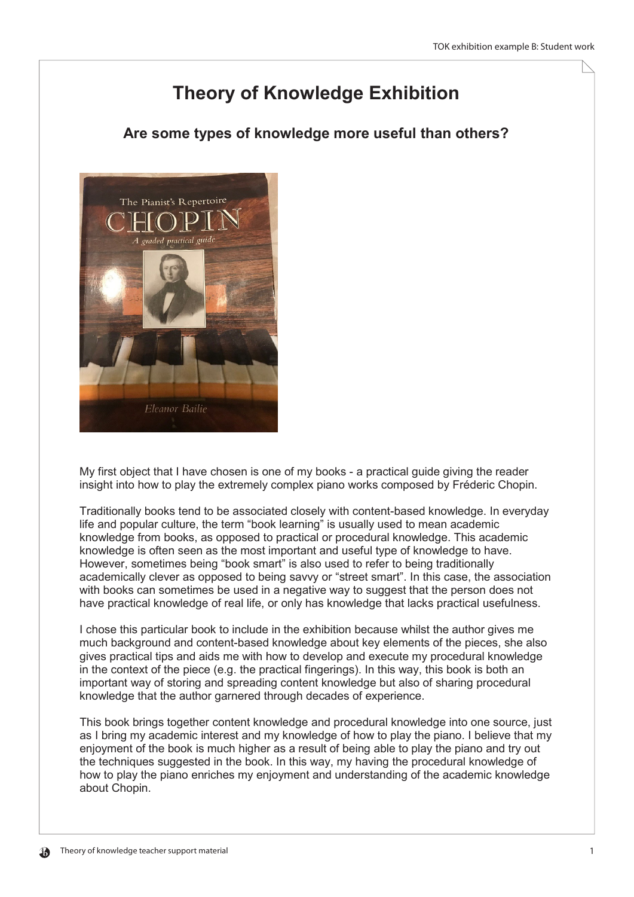# Theory of Knowledge Exhibition

## Are some types of knowledge more useful than others?

My first object that I have chosen is one of my books - a practical guide giving the reader insight into how to play the extremely complex piano works composed by Fréderic Chopin.

Traditionally books tend to be associated closely with content-based knowledge. In everyday life and popular culture, the term "book learning" is usually used to mean academic knowledge from books, as opposed to practical or procedural knowledge. This academic knowledge is often seen as the most important and useful type of knowledge to have. However, sometimes being "book smart" is also used to refer to being traditionally academically clever as opposed to being savvy or "street smart". In this case, the association with books can sometimes be used in a negative way to suggest that the person does not have practical knowledge of real life, or only has knowledge that lacks practical usefulness.

I chose this particular book to include in the exhibition because whilst the author gives me much background and content-based knowledge about key elements of the pieces, she also gives practical tips and aids me with how to develop and execute my procedural knowledge in the context of the piece (e.g. the practical fingerings). In this way, this book is both an important way of storing and spreading content knowledge but also of sharing procedural knowledge that the author garnered through decades of experience.

This book brings together content knowledge and procedural knowledge into one source, just as I bring my academic interest and my knowledge of how to play the piano. I believe that my enjoyment of the book is much higher as a result of being able to play the piano and try out the techniques suggested in the book. In this way, my having the procedural knowledge of how to play the piano enriches my enjoyment and understanding of the academic knowledge about Chopin.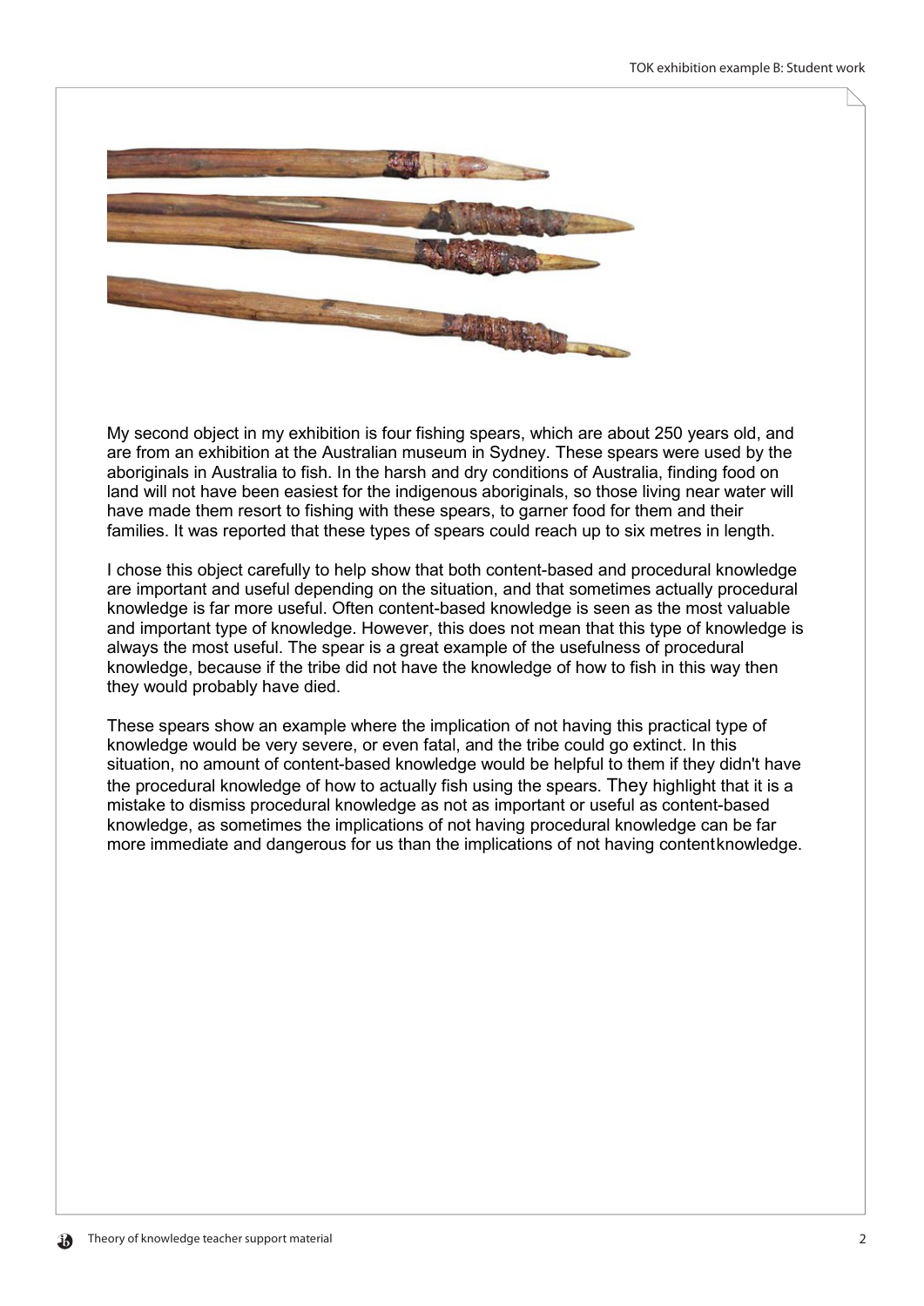My second object in my exhibition is four fishing spears, which are about 250 years old, and are from an exhibition at the Australian museum in Sydney. These spears were used by the aboriginals in Australia to fish. In the harsh and dry conditions of Australia, finding food on land will not have been easiest for the indigenous aboriginals, so those living near water will have made them resort to fishing with these spears, to garner food for them and their families. It was reported that these types of spears could reach up to six metres in length.

I chose this object carefully to help show that both content-based and procedural knowledge are important and useful depending on the situation, and that sometimes actually procedural knowledge is far more useful. Often content-based knowledge is seen as the most valuable and important type of knowledge. However, this does not mean that this type of knowledge is always the most useful. The spear is a great example of the usefulness of procedural knowledge, because if the tribe did not have the knowledge of how to fish in this way then they would probably have died.

These spears show an example where the implication of not having this practical type of knowledge would be very severe, or even fatal, and the tribe could go extinct. In this situation, no amount of content-based knowledge would be helpful to them if they didn't have the procedural knowledge of how to actually fish using the spears. They highlight that it is a mistake to dismiss procedural knowledge as not as important or useful as content-based knowledge, as sometimes the implications of not having procedural knowledge can be far more immediate and dangerous for us than the implications of not having content knowledge.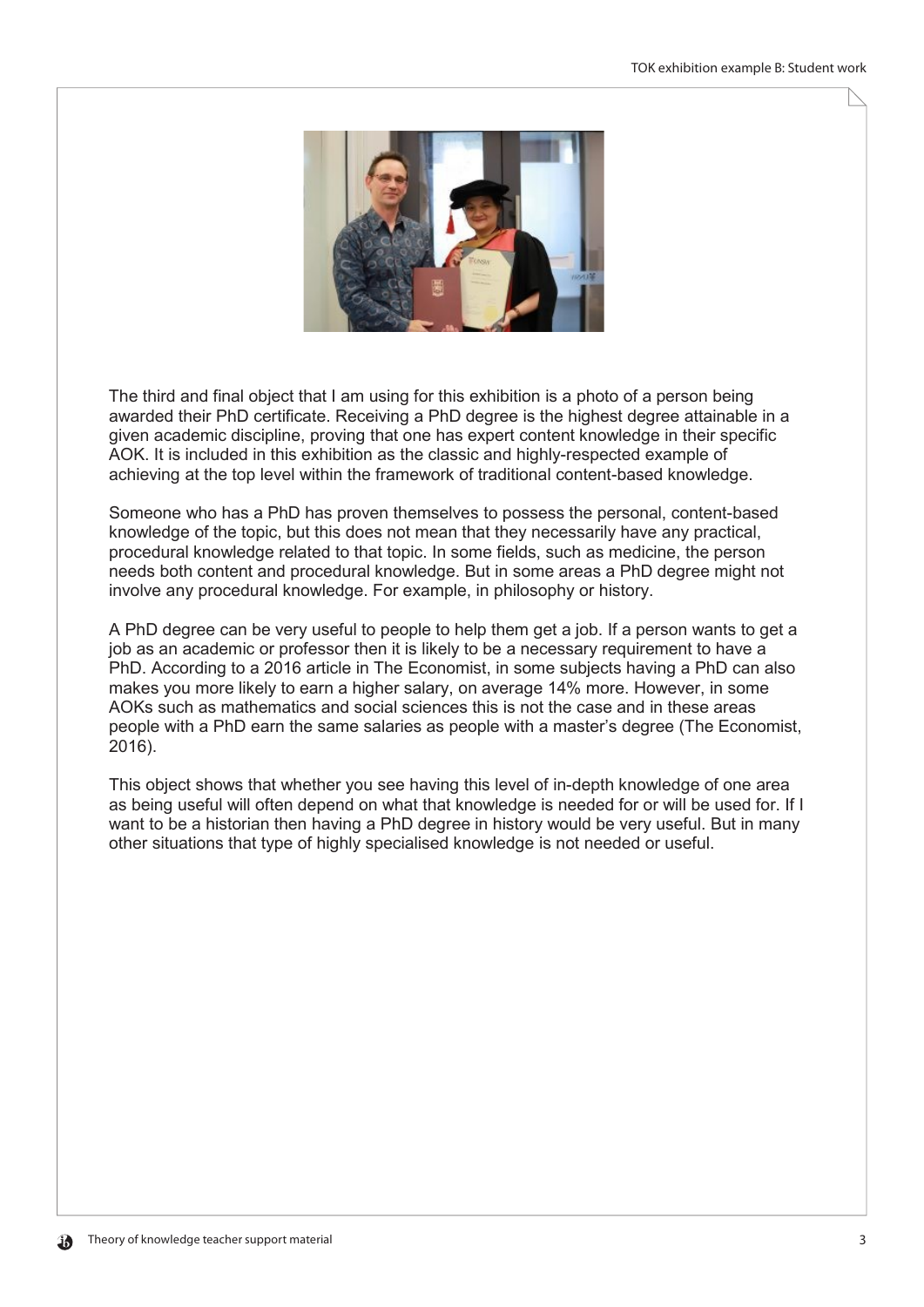The third and final object that I am using for this exhibition is a photo of a person being awarded their PhD certificate. Receiving a PhD degree is the highest degree attainable in a given academic discipline, proving that one has expert content knowledge in their specific AOK. It is included in this exhibition as the classic and highly-respected example of achieving at the top level within the framework of traditional content-based knowledge.

Someone who has a PhD has proven themselves to possess the personal, content-based knowledge of the topic, but this does not mean that they necessarily have any practical, procedural knowledge related to that topic. In some fields, such as medicine, the person needs both content and procedural knowledge. But in some areas a PhD degree might not involve any procedural knowledge. For example, in philosophy or history.

A PhD degree can be very useful to people to help them get a job. If a person wants to get a job as an academic or professor then it is likely to be a necessary requirement to have a PhD. According to a 2016 article in The Economist, in some subjects having a PhD can also makes you more likely to earn a higher salary, on average 14% more. However, in some AOKs such as mathematics and social sciences this is not the case and in these areas people with a PhD earn the same salaries as people with a master's degree (The Economist, 2016).

This object shows that whether you see having this level of in-depth knowledge of one area as being useful will often depend on what that knowledge is needed for or will be used for. If I want to be a historian then having a PhD degree in history would be very useful. But in many other situations that type of highly specialised knowledge is not needed or useful.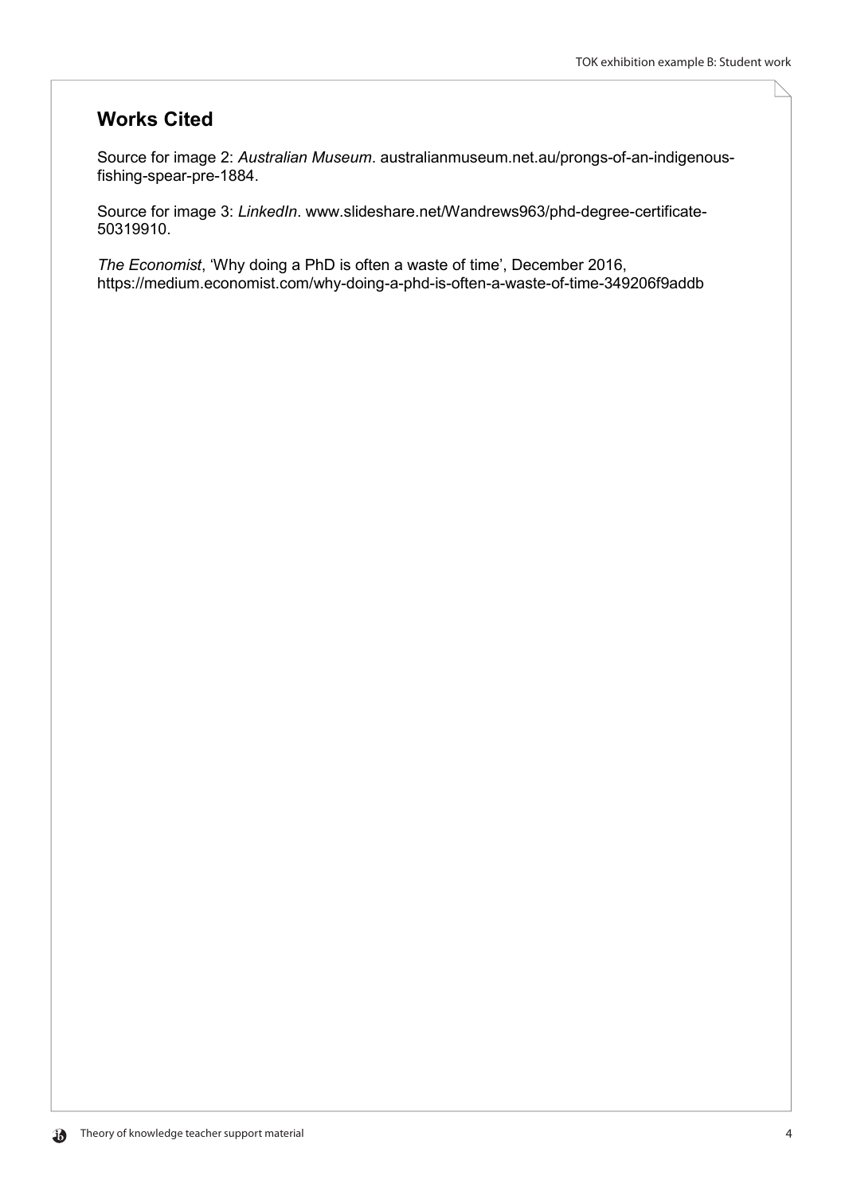## Works Cited

Source for image 2: *Australian Museum*. australianmuseum.net.au/prongs-of-an-indigenous-fishing-spear-pre-1884.

Source for image 3: *LinkedIn*. www.slideshare.net/Wandrews963/phd-degree-certificate-50319910.

*The Economist*, 'Why doing a PhD is often a waste of time', December 2016, https://medium.economist.com/why-doing-a-phd-is-often-a-waste-of-time-349206f9addb